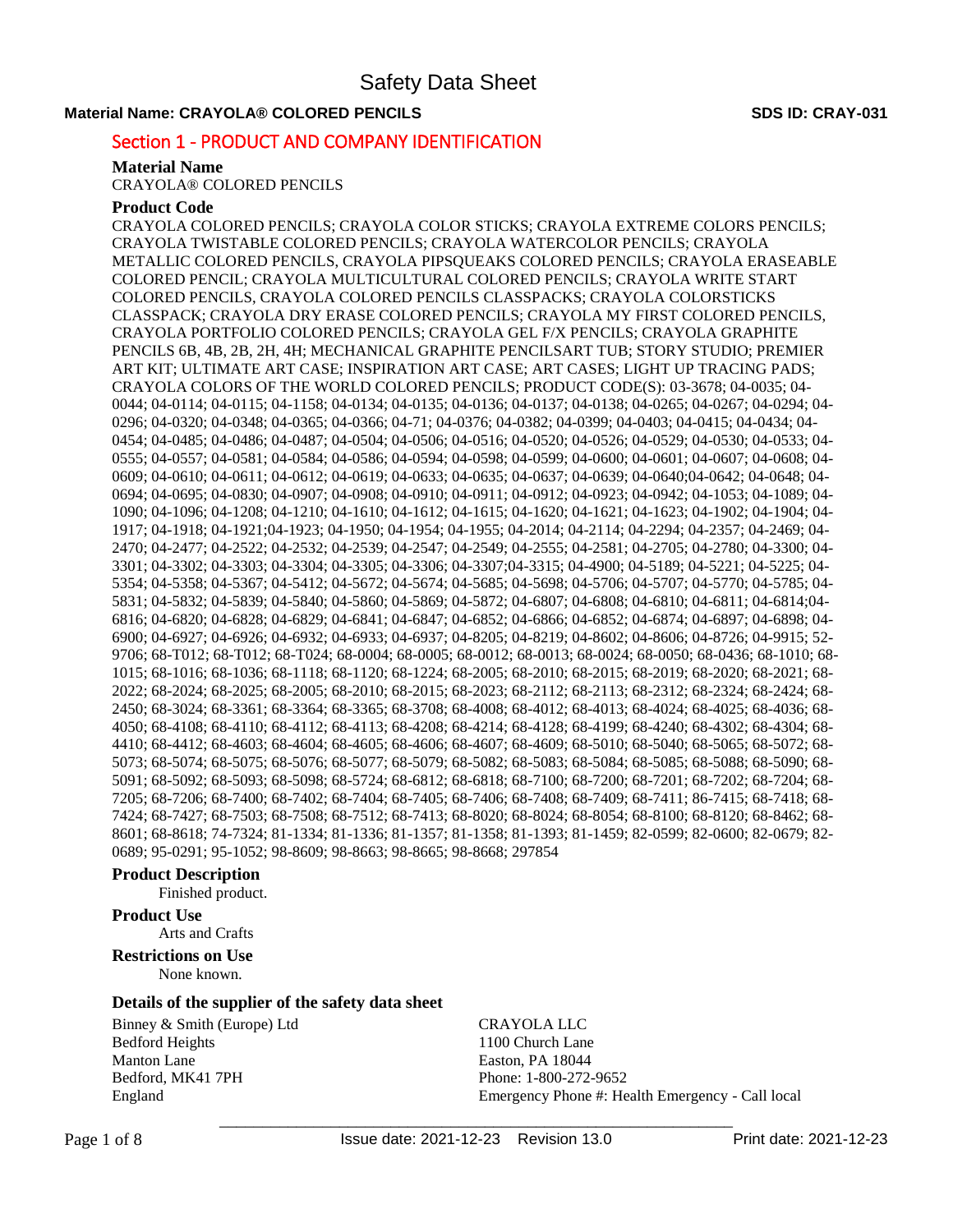# Safety Data Sheet

**Material Name: CRAYOLA® COLORED PENCILS** **SDS ID: CRAY-031**

## Section 1 - PRODUCT AND COMPANY IDENTIFICATION

### Material Name

CRAYOLA® COLORED PENCILS

### Product Code

CRAYOLA COLORED PENCILS; CRAYOLA COLOR STICKS; CRAYOLA EXTREME COLORS PENCILS; CRAYOLA TWISTABLE COLORED PENCILS; CRAYOLA WATERCOLOR PENCILS; CRAYOLA METALLIC COLORED PENCILS, CRAYOLA PIPSQUEAKS COLORED PENCILS; CRAYOLA ERASEABLE COLORED PENCIL; CRAYOLA MULTICULTURAL COLORED PENCILS; CRAYOLA WRITE START COLORED PENCILS, CRAYOLA COLORED PENCILS CLASSPACKS; CRAYOLA COLORSTICKS CLASSPACK; CRAYOLA DRY ERASE COLORED PENCILS; CRAYOLA MY FIRST COLORED PENCILS, CRAYOLA PORTFOLIO COLORED PENCILS; CRAYOLA GEL F/X PENCILS; CRAYOLA GRAPHITE PENCILS 6B, 4B, 2B, 2H, 4H; MECHANICAL GRAPHITE PENCILSART TUB; STORY STUDIO; PREMIER ART KIT; ULTIMATE ART CASE; INSPIRATION ART CASE; ART CASES; LIGHT UP TRACING PADS; CRAYOLA COLORS OF THE WORLD COLORED PENCILS; PRODUCT CODE(S): 03-3678; 04-0035; 04-0044; 04-0114; 04-0115; 04-1158; 04-0134; 04-0135; 04-0136; 04-0137; 04-0138; 04-0265; 04-0267; 04-0294; 04-0296; 04-0320; 04-0348; 04-0365; 04-0366; 04-71; 04-0376; 04-0382; 04-0399; 04-0403; 04-0415; 04-0434; 04-0454; 04-0485; 04-0486; 04-0487; 04-0504; 04-0506; 04-0516; 04-0520; 04-0526; 04-0529; 04-0530; 04-0533; 04-0555; 04-0557; 04-0581; 04-0584; 04-0586; 04-0594; 04-0598; 04-0599; 04-0600; 04-0601; 04-0607; 04-0608; 04-0609; 04-0610; 04-0611; 04-0612; 04-0619; 04-0633; 04-0635; 04-0637; 04-0639; 04-0640;04-0642; 04-0648; 04-0694; 04-0695; 04-0830; 04-0907; 04-0908; 04-0910; 04-0911; 04-0912; 04-0923; 04-0942; 04-1053; 04-1089; 04-1090; 04-1096; 04-1208; 04-1210; 04-1610; 04-1612; 04-1615; 04-1620; 04-1621; 04-1623; 04-1902; 04-1904; 04-1917; 04-1918; 04-1921;04-1923; 04-1950; 04-1954; 04-1955; 04-2014; 04-2114; 04-2294; 04-2357; 04-2469; 04-2470; 04-2477; 04-2522; 04-2532; 04-2539; 04-2547; 04-2549; 04-2555; 04-2581; 04-2705; 04-2780; 04-3300; 04-3301; 04-3302; 04-3303; 04-3304; 04-3305; 04-3306; 04-3307;04-3315; 04-4900; 04-5189; 04-5221; 04-5225; 04-5354; 04-5358; 04-5367; 04-5412; 04-5672; 04-5674; 04-5685; 04-5698; 04-5706; 04-5707; 04-5770; 04-5785; 04-5831; 04-5832; 04-5839; 04-5840; 04-5860; 04-5869; 04-5872; 04-6807; 04-6808; 04-6810; 04-6811; 04-6814;04-6816; 04-6820; 04-6828; 04-6829; 04-6841; 04-6847; 04-6852; 04-6866; 04-6852; 04-6874; 04-6897; 04-6898; 04-6900; 04-6927; 04-6926; 04-6932; 04-6933; 04-6937; 04-8205; 04-8219; 04-8602; 04-8606; 04-8726; 04-9915; 52-9706; 68-T012; 68-T012; 68-T024; 68-0004; 68-0005; 68-0012; 68-0013; 68-0024; 68-0050; 68-0436; 68-1010; 68-1015; 68-1016; 68-1036; 68-1118; 68-1120; 68-1224; 68-2005; 68-2010; 68-2015; 68-2019; 68-2020; 68-2021; 68-2022; 68-2024; 68-2025; 68-2005; 68-2010; 68-2015; 68-2023; 68-2112; 68-2113; 68-2312; 68-2324; 68-2424; 68-2450; 68-3024; 68-3361; 68-3364; 68-3365; 68-3708; 68-4008; 68-4012; 68-4013; 68-4024; 68-4025; 68-4036; 68-4050; 68-4108; 68-4110; 68-4112; 68-4113; 68-4208; 68-4214; 68-4128; 68-4199; 68-4240; 68-4302; 68-4304; 68-4410; 68-4412; 68-4603; 68-4604; 68-4605; 68-4606; 68-4607; 68-4609; 68-5010; 68-5040; 68-5065; 68-5072; 68-5073; 68-5074; 68-5075; 68-5076; 68-5077; 68-5079; 68-5082; 68-5083; 68-5084; 68-5085; 68-5088; 68-5090; 68-5091; 68-5092; 68-5093; 68-5098; 68-5724; 68-6812; 68-6818; 68-7100; 68-7200; 68-7201; 68-7202; 68-7204; 68-7205; 68-7206; 68-7400; 68-7402; 68-7404; 68-7405; 68-7406; 68-7408; 68-7409; 68-7411; 86-7415; 68-7418; 68-7424; 68-7427; 68-7503; 68-7508; 68-7512; 68-7413; 68-8020; 68-8024; 68-8054; 68-8100; 68-8120; 68-8462; 68-8601; 68-8618; 74-7324; 81-1334; 81-1336; 81-1357; 81-1358; 81-1393; 81-1459; 82-0599; 82-0600; 82-0679; 82-0689; 95-0291; 95-1052; 98-8609; 98-8663; 98-8665; 98-8668; 297854

### Product Description

Finished product.

### Product Use

Arts and Crafts

### Restrictions on Use

None known.

### Details of the supplier of the safety data sheet

Binney & Smith (Europe) Ltd
Bedford Heights
Manton Lane
Bedford, MK41 7PH
England

CRAYOLA LLC
1100 Church Lane
Easton, PA 18044
Phone: 1-800-272-9652
Emergency Phone #: Health Emergency - Call local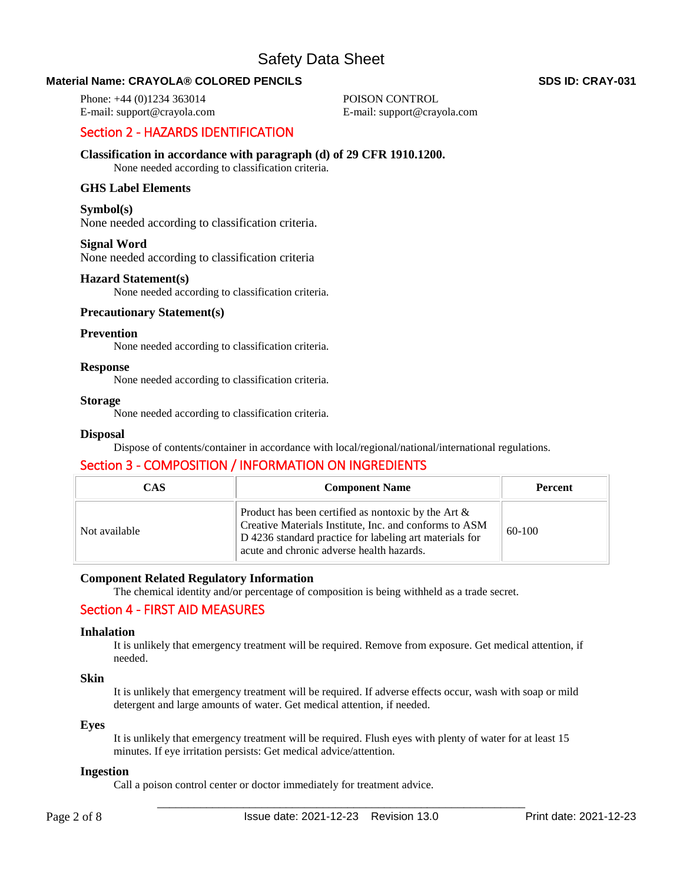Phone: +44 (0)1234 363014
E-mail: support@crayola.com

POISON CONTROL
E-mail: support@crayola.com

## Section 2 - HAZARDS IDENTIFICATION

### Classification in accordance with paragraph (d) of 29 CFR 1910.1200.

None needed according to classification criteria.

### GHS Label Elements

**Symbol(s)**

None needed according to classification criteria.

**Signal Word**

None needed according to classification criteria

**Hazard Statement(s)**

None needed according to classification criteria.

### Precautionary Statement(s)

**Prevention**

None needed according to classification criteria.

**Response**

None needed according to classification criteria.

**Storage**

None needed according to classification criteria.

**Disposal**

Dispose of contents/container in accordance with local/regional/national/international regulations.

## Section 3 - COMPOSITION / INFORMATION ON INGREDIENTS

| CAS | Component Name | Percent |
|---|---|---|
| Not available | Product has been certified as nontoxic by the Art & Creative Materials Institute, Inc. and conforms to ASM D 4236 standard practice for labeling art materials for acute and chronic adverse health hazards. | 60-100 |

### Component Related Regulatory Information

The chemical identity and/or percentage of composition is being withheld as a trade secret.

## Section 4 - FIRST AID MEASURES

**Inhalation**

It is unlikely that emergency treatment will be required. Remove from exposure. Get medical attention, if needed.

**Skin**

It is unlikely that emergency treatment will be required. If adverse effects occur, wash with soap or mild detergent and large amounts of water. Get medical attention, if needed.

**Eyes**

It is unlikely that emergency treatment will be required. Flush eyes with plenty of water for at least 15 minutes. If eye irritation persists: Get medical advice/attention.

**Ingestion**

Call a poison control center or doctor immediately for treatment advice.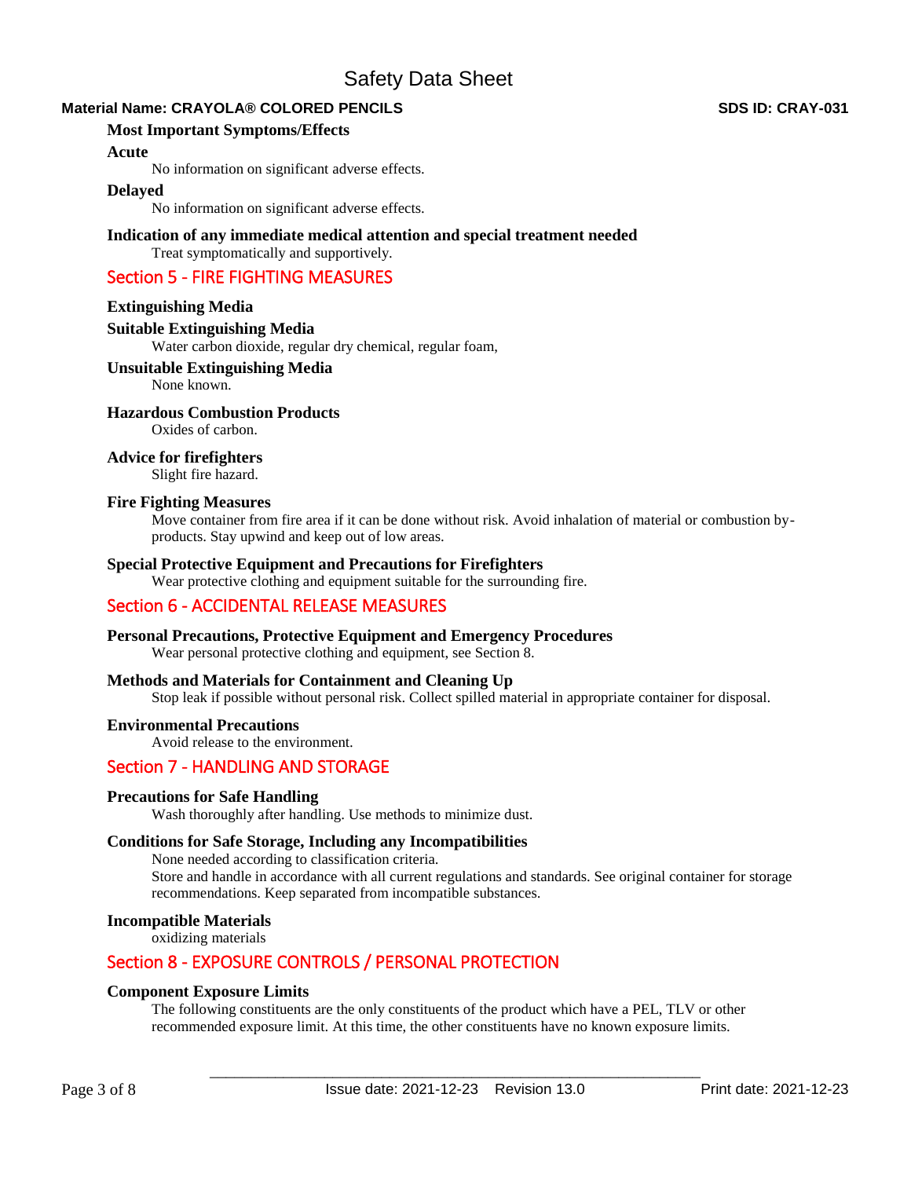### Most Important Symptoms/Effects

**Acute**

No information on significant adverse effects.

**Delayed**

No information on significant adverse effects.

**Indication of any immediate medical attention and special treatment needed**

Treat symptomatically and supportively.

## Section 5 - FIRE FIGHTING MEASURES

**Extinguishing Media**

**Suitable Extinguishing Media**

Water carbon dioxide, regular dry chemical, regular foam,

**Unsuitable Extinguishing Media**

None known.

**Hazardous Combustion Products**

Oxides of carbon.

**Advice for firefighters**

Slight fire hazard.

**Fire Fighting Measures**

Move container from fire area if it can be done without risk. Avoid inhalation of material or combustion by-products. Stay upwind and keep out of low areas.

**Special Protective Equipment and Precautions for Firefighters**

Wear protective clothing and equipment suitable for the surrounding fire.

## Section 6 - ACCIDENTAL RELEASE MEASURES

**Personal Precautions, Protective Equipment and Emergency Procedures**

Wear personal protective clothing and equipment, see Section 8.

**Methods and Materials for Containment and Cleaning Up**

Stop leak if possible without personal risk. Collect spilled material in appropriate container for disposal.

**Environmental Precautions**

Avoid release to the environment.

## Section 7 - HANDLING AND STORAGE

**Precautions for Safe Handling**

Wash thoroughly after handling. Use methods to minimize dust.

**Conditions for Safe Storage, Including any Incompatibilities**

None needed according to classification criteria.
Store and handle in accordance with all current regulations and standards. See original container for storage recommendations. Keep separated from incompatible substances.

**Incompatible Materials**

oxidizing materials

## Section 8 - EXPOSURE CONTROLS / PERSONAL PROTECTION

**Component Exposure Limits**

The following constituents are the only constituents of the product which have a PEL, TLV or other recommended exposure limit. At this time, the other constituents have no known exposure limits.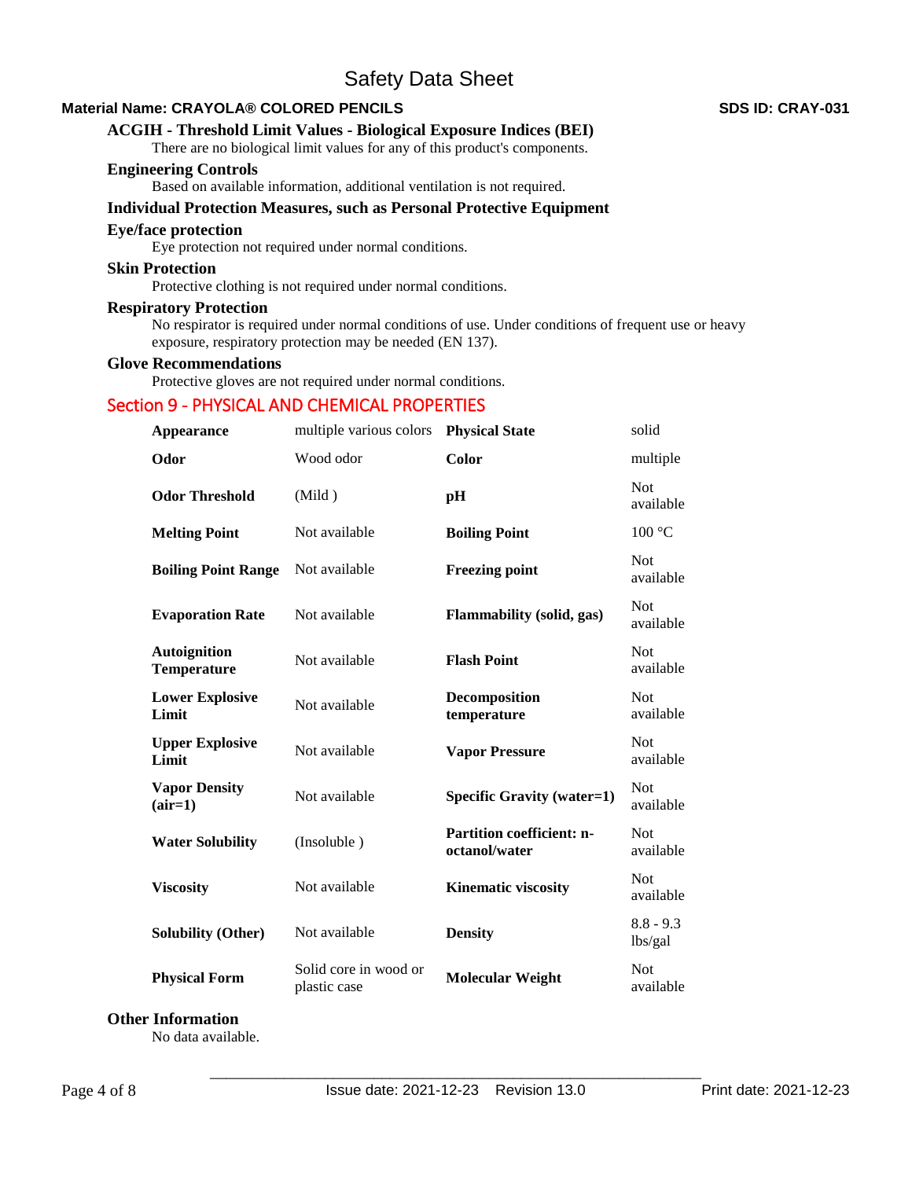### ACGIH - Threshold Limit Values - Biological Exposure Indices (BEI)

There are no biological limit values for any of this product's components.

### Engineering Controls

Based on available information, additional ventilation is not required.

### Individual Protection Measures, such as Personal Protective Equipment

### Eye/face protection

Eye protection not required under normal conditions.

### Skin Protection

Protective clothing is not required under normal conditions.

### Respiratory Protection

No respirator is required under normal conditions of use. Under conditions of frequent use or heavy exposure, respiratory protection may be needed (EN 137).

### Glove Recommendations

Protective gloves are not required under normal conditions.

## Section 9 - PHYSICAL AND CHEMICAL PROPERTIES

| | | | |
|---|---|---|---|
| **Appearance** | multiple various colors | **Physical State** | solid |
| **Odor** | Wood odor | **Color** | multiple |
| **Odor Threshold** | (Mild ) | **pH** | Not available |
| **Melting Point** | Not available | **Boiling Point** | 100 °C |
| **Boiling Point Range** | Not available | **Freezing point** | Not available |
| **Evaporation Rate** | Not available | **Flammability (solid, gas)** | Not available |
| **Autoignition Temperature** | Not available | **Flash Point** | Not available |
| **Lower Explosive Limit** | Not available | **Decomposition temperature** | Not available |
| **Upper Explosive Limit** | Not available | **Vapor Pressure** | Not available |
| **Vapor Density (air=1)** | Not available | **Specific Gravity (water=1)** | Not available |
| **Water Solubility** | (Insoluble ) | **Partition coefficient: n-octanol/water** | Not available |
| **Viscosity** | Not available | **Kinematic viscosity** | Not available |
| **Solubility (Other)** | Not available | **Density** | 8.8 - 9.3 lbs/gal |
| **Physical Form** | Solid core in wood or plastic case | **Molecular Weight** | Not available |

### Other Information

No data available.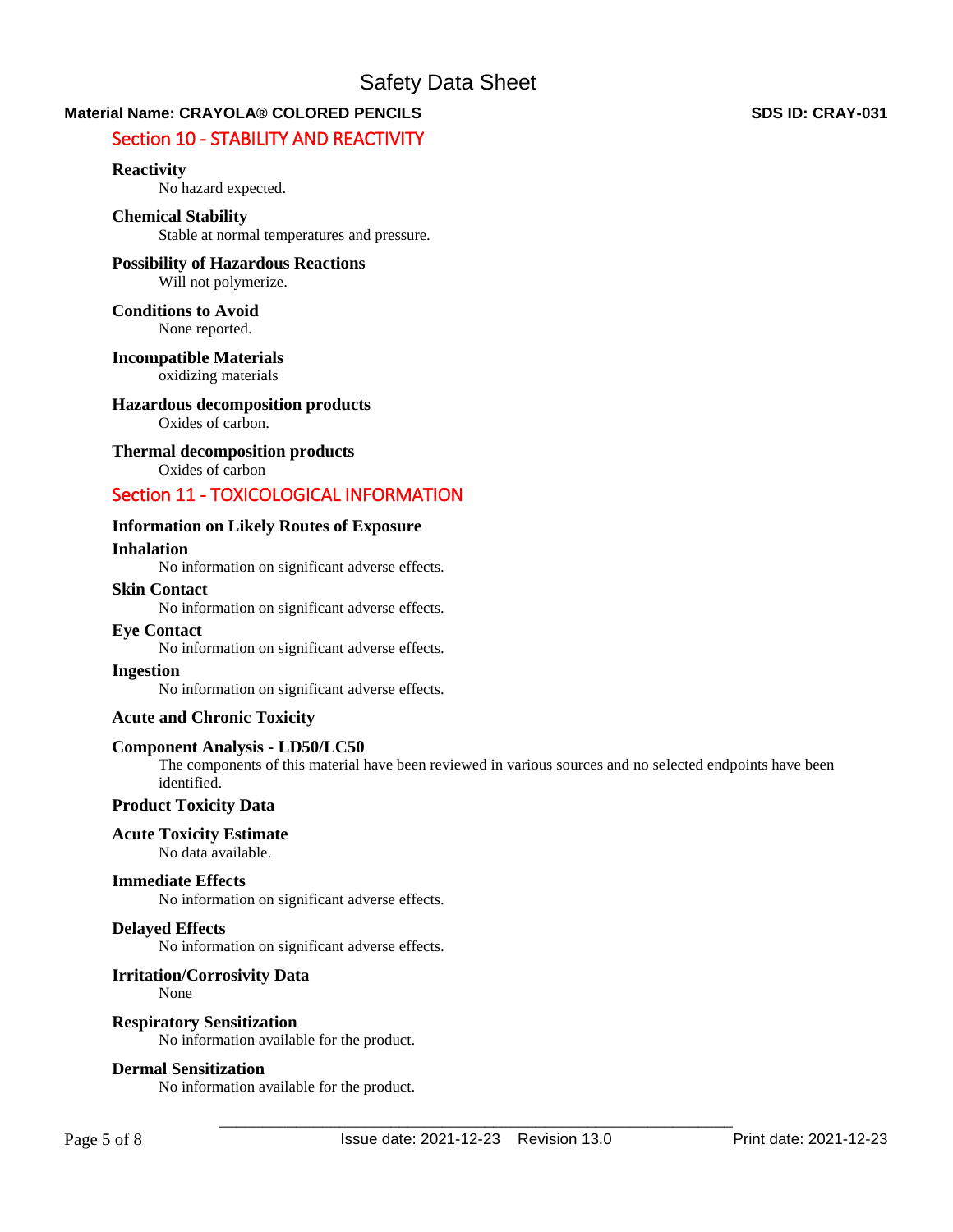## Section 10 - STABILITY AND REACTIVITY

**Reactivity**

No hazard expected.

**Chemical Stability**

Stable at normal temperatures and pressure.

**Possibility of Hazardous Reactions**

Will not polymerize.

**Conditions to Avoid**

None reported.

**Incompatible Materials**

oxidizing materials

**Hazardous decomposition products**

Oxides of carbon.

**Thermal decomposition products**

Oxides of carbon

## Section 11 - TOXICOLOGICAL INFORMATION

**Information on Likely Routes of Exposure**

**Inhalation**

No information on significant adverse effects.

**Skin Contact**

No information on significant adverse effects.

**Eye Contact**

No information on significant adverse effects.

**Ingestion**

No information on significant adverse effects.

**Acute and Chronic Toxicity**

**Component Analysis - LD50/LC50**

The components of this material have been reviewed in various sources and no selected endpoints have been identified.

**Product Toxicity Data**

**Acute Toxicity Estimate**

No data available.

**Immediate Effects**

No information on significant adverse effects.

**Delayed Effects**

No information on significant adverse effects.

**Irritation/Corrosivity Data**

None

**Respiratory Sensitization**

No information available for the product.

**Dermal Sensitization**

No information available for the product.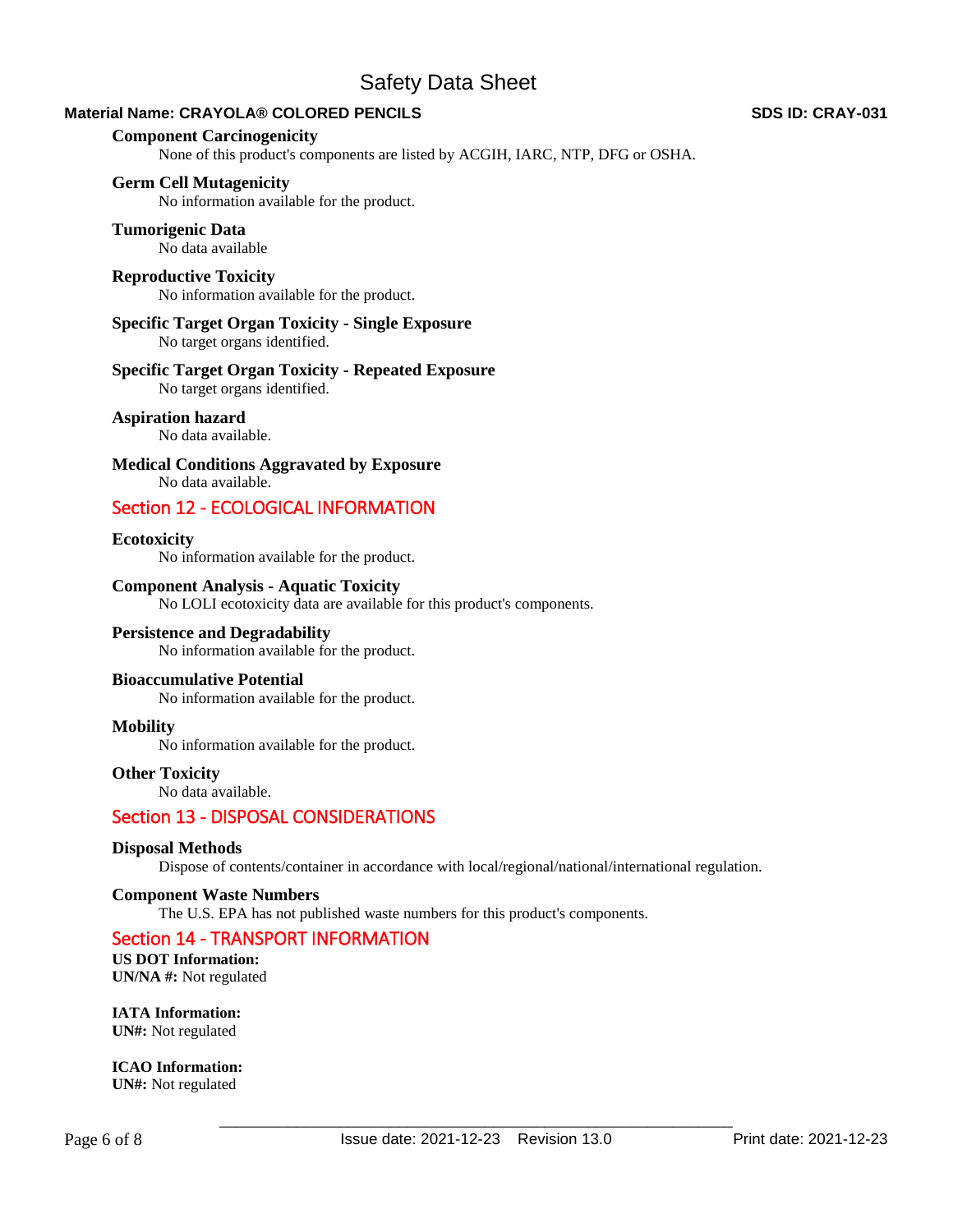**Component Carcinogenicity**

None of this product's components are listed by ACGIH, IARC, NTP, DFG or OSHA.

**Germ Cell Mutagenicity**

No information available for the product.

**Tumorigenic Data**

No data available

**Reproductive Toxicity**

No information available for the product.

**Specific Target Organ Toxicity - Single Exposure**

No target organs identified.

**Specific Target Organ Toxicity - Repeated Exposure**

No target organs identified.

**Aspiration hazard**

No data available.

**Medical Conditions Aggravated by Exposure**

No data available.

## Section 12 - ECOLOGICAL INFORMATION

**Ecotoxicity**

No information available for the product.

**Component Analysis - Aquatic Toxicity**

No LOLI ecotoxicity data are available for this product's components.

**Persistence and Degradability**

No information available for the product.

**Bioaccumulative Potential**

No information available for the product.

**Mobility**

No information available for the product.

**Other Toxicity**

No data available.

## Section 13 - DISPOSAL CONSIDERATIONS

**Disposal Methods**

Dispose of contents/container in accordance with local/regional/national/international regulation.

**Component Waste Numbers**

The U.S. EPA has not published waste numbers for this product's components.

## Section 14 - TRANSPORT INFORMATION

**US DOT Information:**
**UN/NA #:** Not regulated

**IATA Information:**
**UN#:** Not regulated

**ICAO Information:**
**UN#:** Not regulated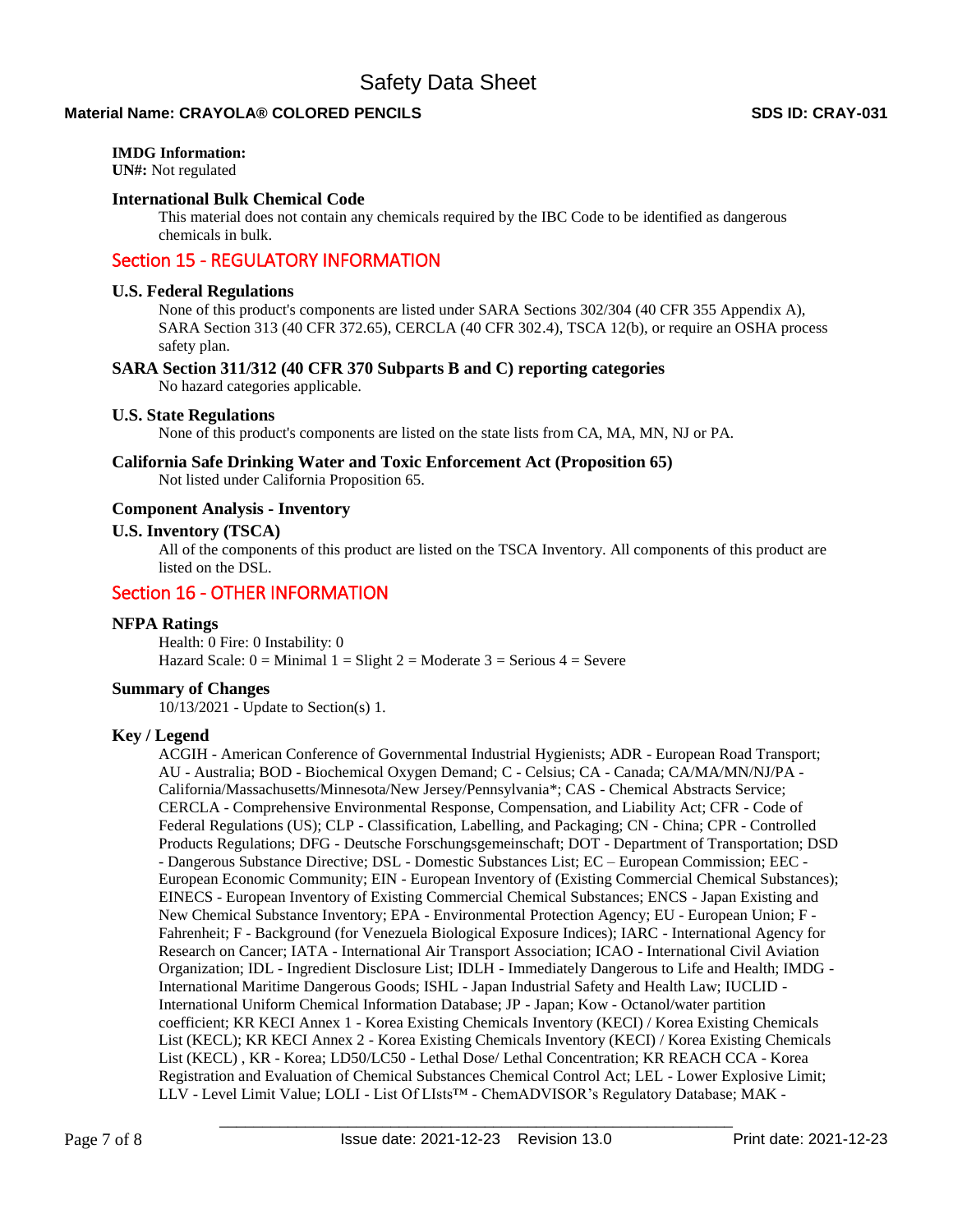**IMDG Information:**
**UN#:** Not regulated

### International Bulk Chemical Code

This material does not contain any chemicals required by the IBC Code to be identified as dangerous chemicals in bulk.

## Section 15 - REGULATORY INFORMATION

### U.S. Federal Regulations

None of this product's components are listed under SARA Sections 302/304 (40 CFR 355 Appendix A), SARA Section 313 (40 CFR 372.65), CERCLA (40 CFR 302.4), TSCA 12(b), or require an OSHA process safety plan.

### SARA Section 311/312 (40 CFR 370 Subparts B and C) reporting categories

No hazard categories applicable.

### U.S. State Regulations

None of this product's components are listed on the state lists from CA, MA, MN, NJ or PA.

### California Safe Drinking Water and Toxic Enforcement Act (Proposition 65)

Not listed under California Proposition 65.

### Component Analysis - Inventory

### U.S. Inventory (TSCA)

All of the components of this product are listed on the TSCA Inventory. All components of this product are listed on the DSL.

## Section 16 - OTHER INFORMATION

### NFPA Ratings

Health: 0 Fire: 0 Instability: 0
Hazard Scale: 0 = Minimal 1 = Slight 2 = Moderate 3 = Serious 4 = Severe

### Summary of Changes

10/13/2021 - Update to Section(s) 1.

### Key / Legend

ACGIH - American Conference of Governmental Industrial Hygienists; ADR - European Road Transport; AU - Australia; BOD - Biochemical Oxygen Demand; C - Celsius; CA - Canada; CA/MA/MN/NJ/PA - California/Massachusetts/Minnesota/New Jersey/Pennsylvania*; CAS - Chemical Abstracts Service; CERCLA - Comprehensive Environmental Response, Compensation, and Liability Act; CFR - Code of Federal Regulations (US); CLP - Classification, Labelling, and Packaging; CN - China; CPR - Controlled Products Regulations; DFG - Deutsche Forschungsgemeinschaft; DOT - Department of Transportation; DSD - Dangerous Substance Directive; DSL - Domestic Substances List; EC – European Commission; EEC - European Economic Community; EIN - European Inventory of (Existing Commercial Chemical Substances); EINECS - European Inventory of Existing Commercial Chemical Substances; ENCS - Japan Existing and New Chemical Substance Inventory; EPA - Environmental Protection Agency; EU - European Union; F - Fahrenheit; F - Background (for Venezuela Biological Exposure Indices); IARC - International Agency for Research on Cancer; IATA - International Air Transport Association; ICAO - International Civil Aviation Organization; IDL - Ingredient Disclosure List; IDLH - Immediately Dangerous to Life and Health; IMDG - International Maritime Dangerous Goods; ISHL - Japan Industrial Safety and Health Law; IUCLID - International Uniform Chemical Information Database; JP - Japan; Kow - Octanol/water partition coefficient; KR KECI Annex 1 - Korea Existing Chemicals Inventory (KECI) / Korea Existing Chemicals List (KECL); KR KECI Annex 2 - Korea Existing Chemicals Inventory (KECI) / Korea Existing Chemicals List (KECL) , KR - Korea; LD50/LC50 - Lethal Dose/ Lethal Concentration; KR REACH CCA - Korea Registration and Evaluation of Chemical Substances Chemical Control Act; LEL - Lower Explosive Limit; LLV - Level Limit Value; LOLI - List Of LIsts™ - ChemADVISOR's Regulatory Database; MAK -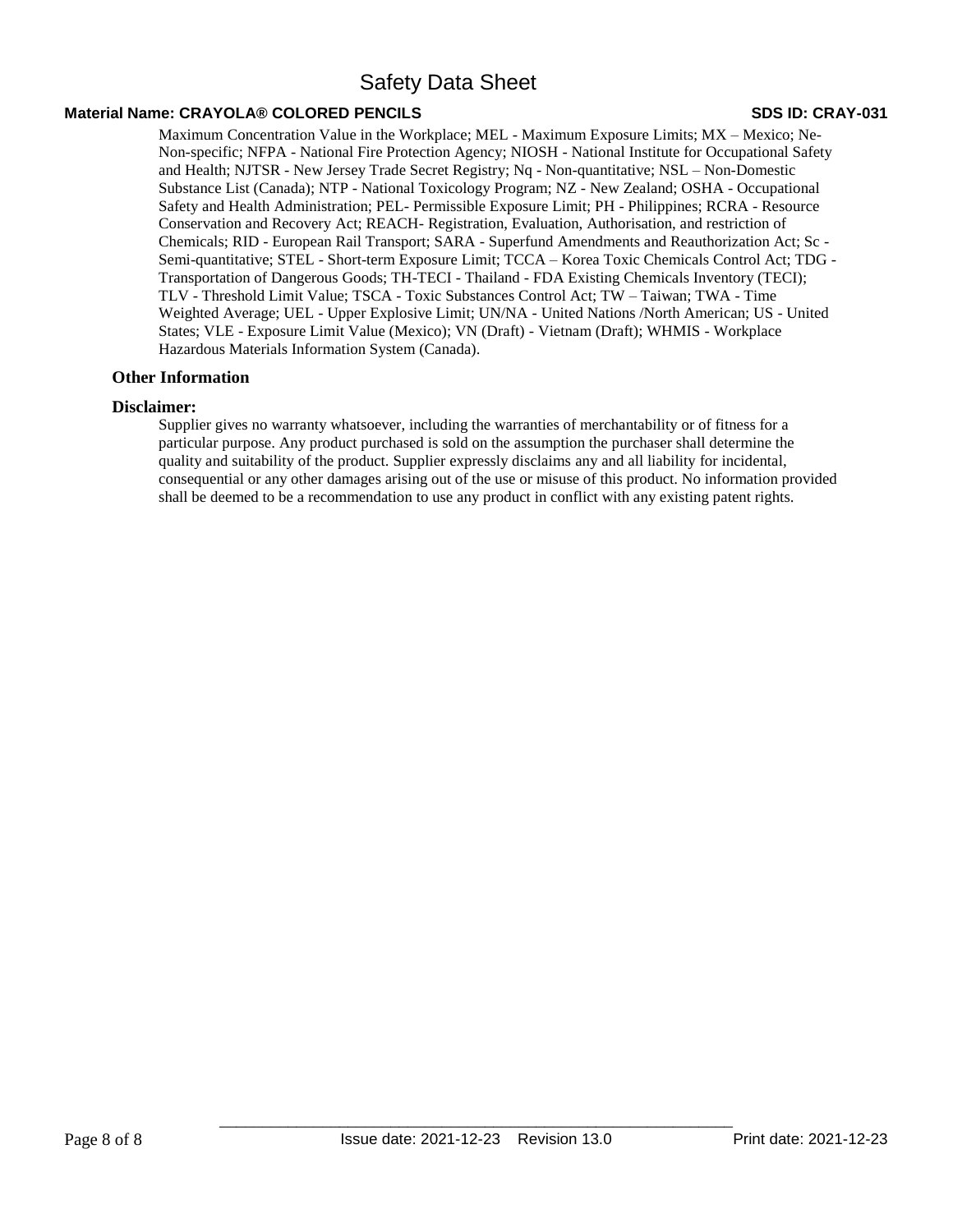Maximum Concentration Value in the Workplace; MEL - Maximum Exposure Limits; MX – Mexico; Ne-Non-specific; NFPA - National Fire Protection Agency; NIOSH - National Institute for Occupational Safety and Health; NJTSR - New Jersey Trade Secret Registry; Nq - Non-quantitative; NSL – Non-Domestic Substance List (Canada); NTP - National Toxicology Program; NZ - New Zealand; OSHA - Occupational Safety and Health Administration; PEL- Permissible Exposure Limit; PH - Philippines; RCRA - Resource Conservation and Recovery Act; REACH- Registration, Evaluation, Authorisation, and restriction of Chemicals; RID - European Rail Transport; SARA - Superfund Amendments and Reauthorization Act; Sc - Semi-quantitative; STEL - Short-term Exposure Limit; TCCA – Korea Toxic Chemicals Control Act; TDG - Transportation of Dangerous Goods; TH-TECI - Thailand - FDA Existing Chemicals Inventory (TECI); TLV - Threshold Limit Value; TSCA - Toxic Substances Control Act; TW – Taiwan; TWA - Time Weighted Average; UEL - Upper Explosive Limit; UN/NA - United Nations /North American; US - United States; VLE - Exposure Limit Value (Mexico); VN (Draft) - Vietnam (Draft); WHMIS - Workplace Hazardous Materials Information System (Canada).

### Other Information

### Disclaimer:

Supplier gives no warranty whatsoever, including the warranties of merchantability or of fitness for a particular purpose. Any product purchased is sold on the assumption the purchaser shall determine the quality and suitability of the product. Supplier expressly disclaims any and all liability for incidental, consequential or any other damages arising out of the use or misuse of this product. No information provided shall be deemed to be a recommendation to use any product in conflict with any existing patent rights.